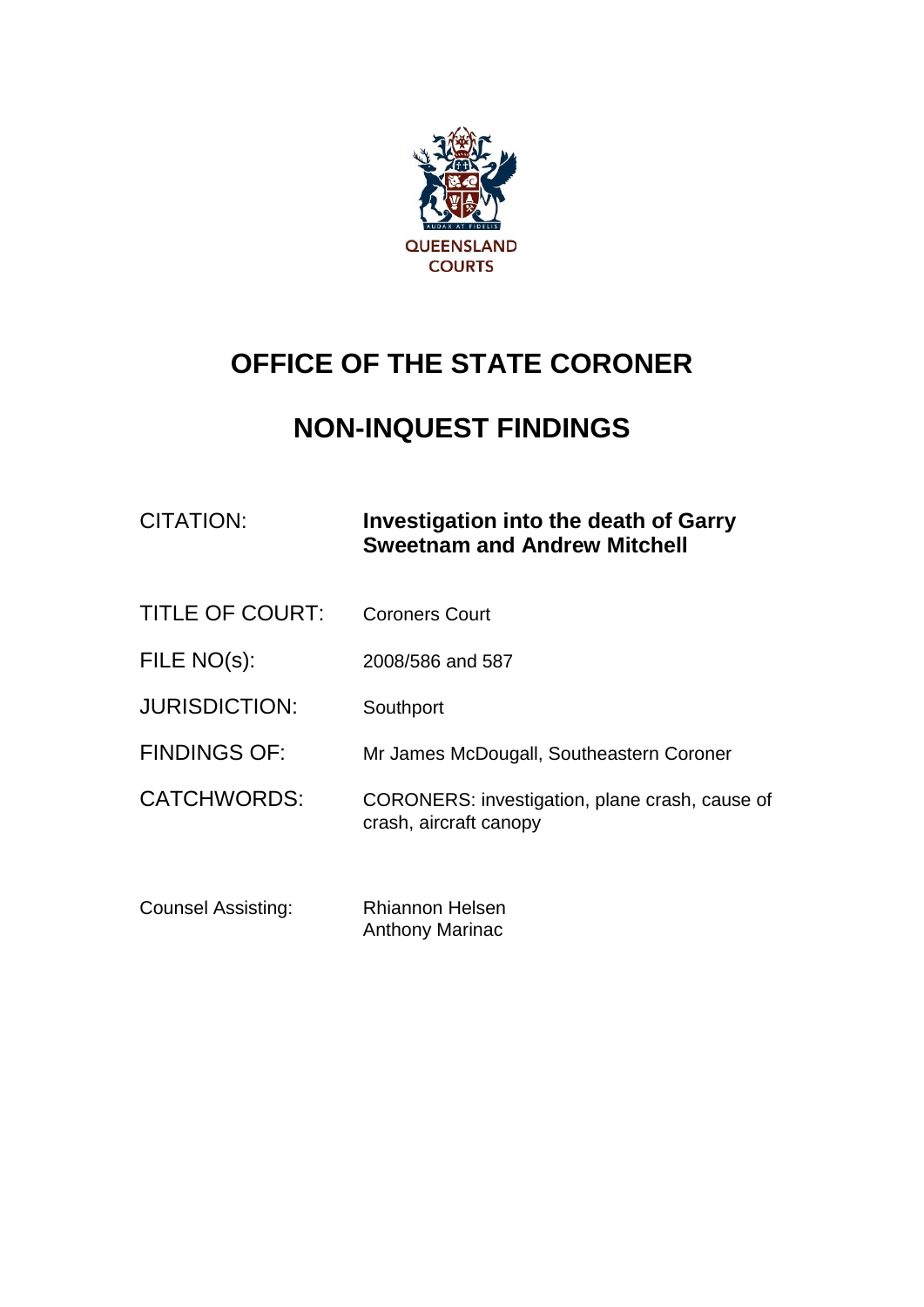QUEENSLAND COURTS

# OFFICE OF THE STATE CORONER

# NON-INQUEST FINDINGS

| | |
|---|---|
| CITATION: | **Investigation into the death of Garry Sweetnam and Andrew Mitchell** |
| TITLE OF COURT: | Coroners Court |
| FILE NO(s): | 2008/586 and 587 |
| JURISDICTION: | Southport |
| FINDINGS OF: | Mr James McDougall, Southeastern Coroner |
| CATCHWORDS: | CORONERS: investigation, plane crash, cause of crash, aircraft canopy |
| Counsel Assisting: | Rhiannon Helsen<br>Anthony Marinac |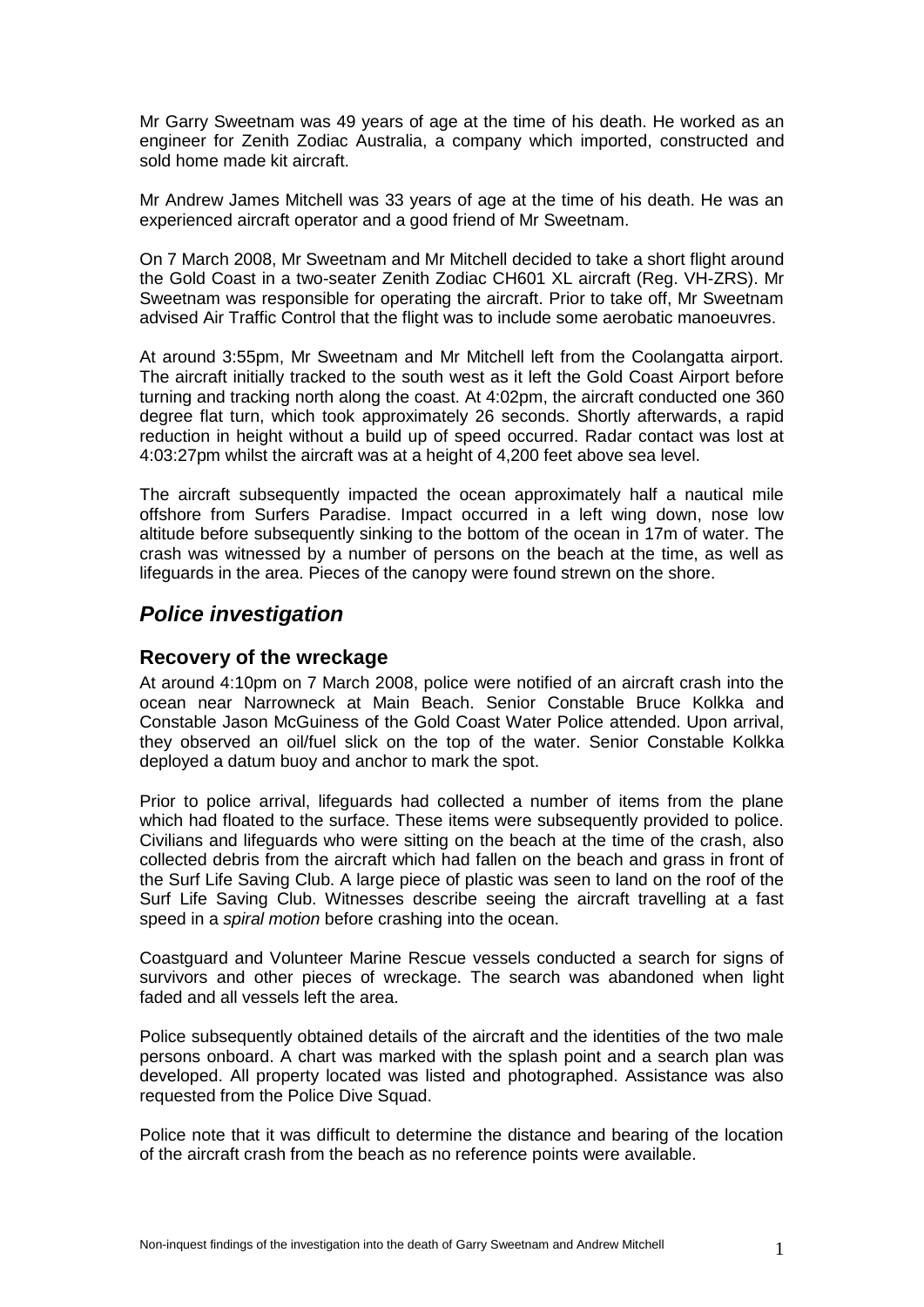Mr Garry Sweetnam was 49 years of age at the time of his death. He worked as an engineer for Zenith Zodiac Australia, a company which imported, constructed and sold home made kit aircraft.

Mr Andrew James Mitchell was 33 years of age at the time of his death. He was an experienced aircraft operator and a good friend of Mr Sweetnam.

On 7 March 2008, Mr Sweetnam and Mr Mitchell decided to take a short flight around the Gold Coast in a two-seater Zenith Zodiac CH601 XL aircraft (Reg. VH-ZRS). Mr Sweetnam was responsible for operating the aircraft. Prior to take off, Mr Sweetnam advised Air Traffic Control that the flight was to include some aerobatic manoeuvres.

At around 3:55pm, Mr Sweetnam and Mr Mitchell left from the Coolangatta airport. The aircraft initially tracked to the south west as it left the Gold Coast Airport before turning and tracking north along the coast. At 4:02pm, the aircraft conducted one 360 degree flat turn, which took approximately 26 seconds. Shortly afterwards, a rapid reduction in height without a build up of speed occurred. Radar contact was lost at 4:03:27pm whilst the aircraft was at a height of 4,200 feet above sea level.

The aircraft subsequently impacted the ocean approximately half a nautical mile offshore from Surfers Paradise. Impact occurred in a left wing down, nose low altitude before subsequently sinking to the bottom of the ocean in 17m of water. The crash was witnessed by a number of persons on the beach at the time, as well as lifeguards in the area. Pieces of the canopy were found strewn on the shore.

## *Police investigation*

### Recovery of the wreckage

At around 4:10pm on 7 March 2008, police were notified of an aircraft crash into the ocean near Narrowneck at Main Beach. Senior Constable Bruce Kolkka and Constable Jason McGuiness of the Gold Coast Water Police attended. Upon arrival, they observed an oil/fuel slick on the top of the water. Senior Constable Kolkka deployed a datum buoy and anchor to mark the spot.

Prior to police arrival, lifeguards had collected a number of items from the plane which had floated to the surface. These items were subsequently provided to police. Civilians and lifeguards who were sitting on the beach at the time of the crash, also collected debris from the aircraft which had fallen on the beach and grass in front of the Surf Life Saving Club. A large piece of plastic was seen to land on the roof of the Surf Life Saving Club. Witnesses describe seeing the aircraft travelling at a fast speed in a *spiral motion* before crashing into the ocean.

Coastguard and Volunteer Marine Rescue vessels conducted a search for signs of survivors and other pieces of wreckage. The search was abandoned when light faded and all vessels left the area.

Police subsequently obtained details of the aircraft and the identities of the two male persons onboard. A chart was marked with the splash point and a search plan was developed. All property located was listed and photographed. Assistance was also requested from the Police Dive Squad.

Police note that it was difficult to determine the distance and bearing of the location of the aircraft crash from the beach as no reference points were available.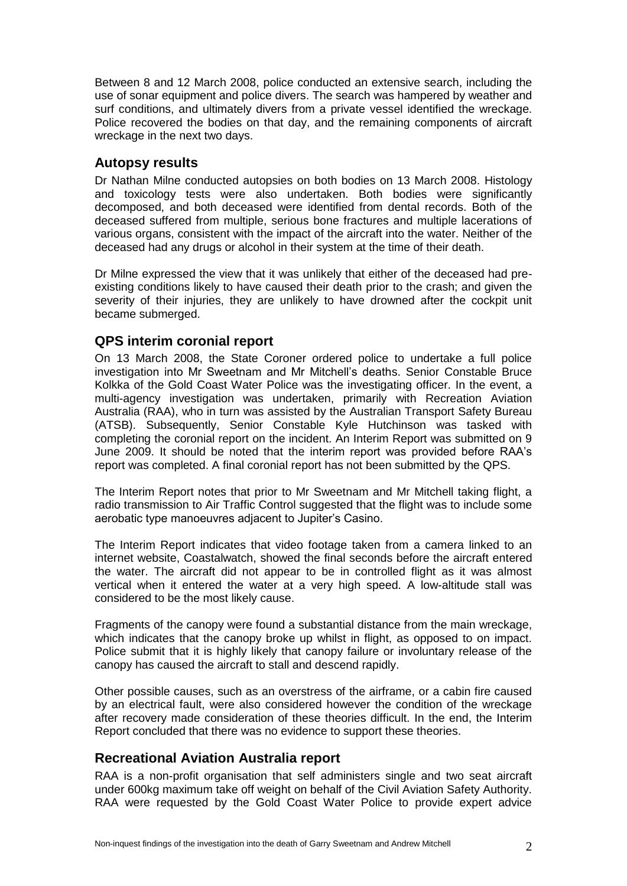Between 8 and 12 March 2008, police conducted an extensive search, including the use of sonar equipment and police divers. The search was hampered by weather and surf conditions, and ultimately divers from a private vessel identified the wreckage. Police recovered the bodies on that day, and the remaining components of aircraft wreckage in the next two days.

## Autopsy results

Dr Nathan Milne conducted autopsies on both bodies on 13 March 2008. Histology and toxicology tests were also undertaken. Both bodies were significantly decomposed, and both deceased were identified from dental records. Both of the deceased suffered from multiple, serious bone fractures and multiple lacerations of various organs, consistent with the impact of the aircraft into the water. Neither of the deceased had any drugs or alcohol in their system at the time of their death.

Dr Milne expressed the view that it was unlikely that either of the deceased had pre-existing conditions likely to have caused their death prior to the crash; and given the severity of their injuries, they are unlikely to have drowned after the cockpit unit became submerged.

## QPS interim coronial report

On 13 March 2008, the State Coroner ordered police to undertake a full police investigation into Mr Sweetnam and Mr Mitchell's deaths. Senior Constable Bruce Kolkka of the Gold Coast Water Police was the investigating officer. In the event, a multi-agency investigation was undertaken, primarily with Recreation Aviation Australia (RAA), who in turn was assisted by the Australian Transport Safety Bureau (ATSB). Subsequently, Senior Constable Kyle Hutchinson was tasked with completing the coronial report on the incident. An Interim Report was submitted on 9 June 2009. It should be noted that the interim report was provided before RAA's report was completed. A final coronial report has not been submitted by the QPS.

The Interim Report notes that prior to Mr Sweetnam and Mr Mitchell taking flight, a radio transmission to Air Traffic Control suggested that the flight was to include some aerobatic type manoeuvres adjacent to Jupiter's Casino.

The Interim Report indicates that video footage taken from a camera linked to an internet website, Coastalwatch, showed the final seconds before the aircraft entered the water. The aircraft did not appear to be in controlled flight as it was almost vertical when it entered the water at a very high speed. A low-altitude stall was considered to be the most likely cause.

Fragments of the canopy were found a substantial distance from the main wreckage, which indicates that the canopy broke up whilst in flight, as opposed to on impact. Police submit that it is highly likely that canopy failure or involuntary release of the canopy has caused the aircraft to stall and descend rapidly.

Other possible causes, such as an overstress of the airframe, or a cabin fire caused by an electrical fault, were also considered however the condition of the wreckage after recovery made consideration of these theories difficult. In the end, the Interim Report concluded that there was no evidence to support these theories.

## Recreational Aviation Australia report

RAA is a non-profit organisation that self administers single and two seat aircraft under 600kg maximum take off weight on behalf of the Civil Aviation Safety Authority. RAA were requested by the Gold Coast Water Police to provide expert advice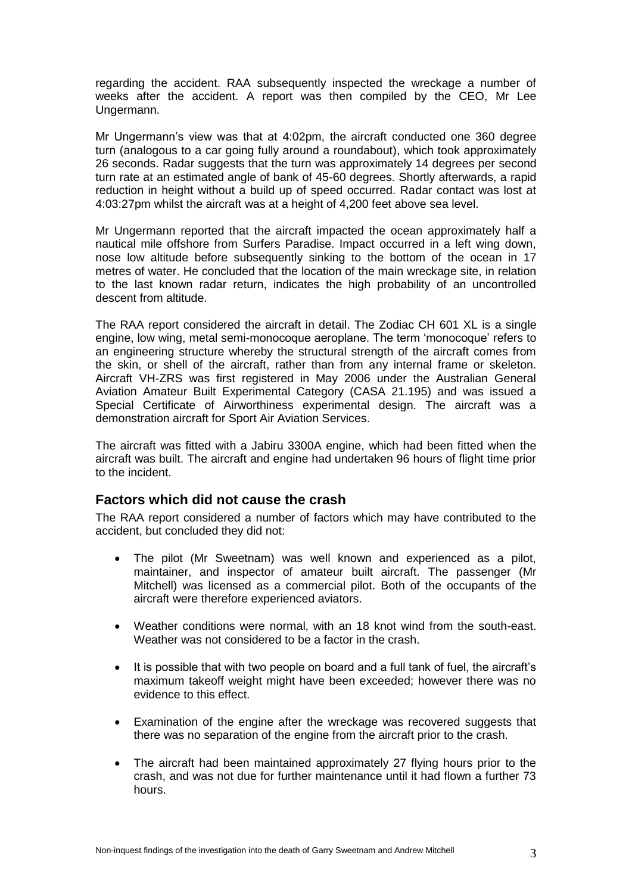regarding the accident. RAA subsequently inspected the wreckage a number of weeks after the accident. A report was then compiled by the CEO, Mr Lee Ungermann.

Mr Ungermann's view was that at 4:02pm, the aircraft conducted one 360 degree turn (analogous to a car going fully around a roundabout), which took approximately 26 seconds. Radar suggests that the turn was approximately 14 degrees per second turn rate at an estimated angle of bank of 45-60 degrees. Shortly afterwards, a rapid reduction in height without a build up of speed occurred. Radar contact was lost at 4:03:27pm whilst the aircraft was at a height of 4,200 feet above sea level.

Mr Ungermann reported that the aircraft impacted the ocean approximately half a nautical mile offshore from Surfers Paradise. Impact occurred in a left wing down, nose low altitude before subsequently sinking to the bottom of the ocean in 17 metres of water. He concluded that the location of the main wreckage site, in relation to the last known radar return, indicates the high probability of an uncontrolled descent from altitude.

The RAA report considered the aircraft in detail. The Zodiac CH 601 XL is a single engine, low wing, metal semi-monocoque aeroplane. The term 'monocoque' refers to an engineering structure whereby the structural strength of the aircraft comes from the skin, or shell of the aircraft, rather than from any internal frame or skeleton. Aircraft VH-ZRS was first registered in May 2006 under the Australian General Aviation Amateur Built Experimental Category (CASA 21.195) and was issued a Special Certificate of Airworthiness experimental design. The aircraft was a demonstration aircraft for Sport Air Aviation Services.

The aircraft was fitted with a Jabiru 3300A engine, which had been fitted when the aircraft was built. The aircraft and engine had undertaken 96 hours of flight time prior to the incident.

## Factors which did not cause the crash

The RAA report considered a number of factors which may have contributed to the accident, but concluded they did not:

- The pilot (Mr Sweetnam) was well known and experienced as a pilot, maintainer, and inspector of amateur built aircraft. The passenger (Mr Mitchell) was licensed as a commercial pilot. Both of the occupants of the aircraft were therefore experienced aviators.
- Weather conditions were normal, with an 18 knot wind from the south-east. Weather was not considered to be a factor in the crash.
- It is possible that with two people on board and a full tank of fuel, the aircraft's maximum takeoff weight might have been exceeded; however there was no evidence to this effect.
- Examination of the engine after the wreckage was recovered suggests that there was no separation of the engine from the aircraft prior to the crash.
- The aircraft had been maintained approximately 27 flying hours prior to the crash, and was not due for further maintenance until it had flown a further 73 hours.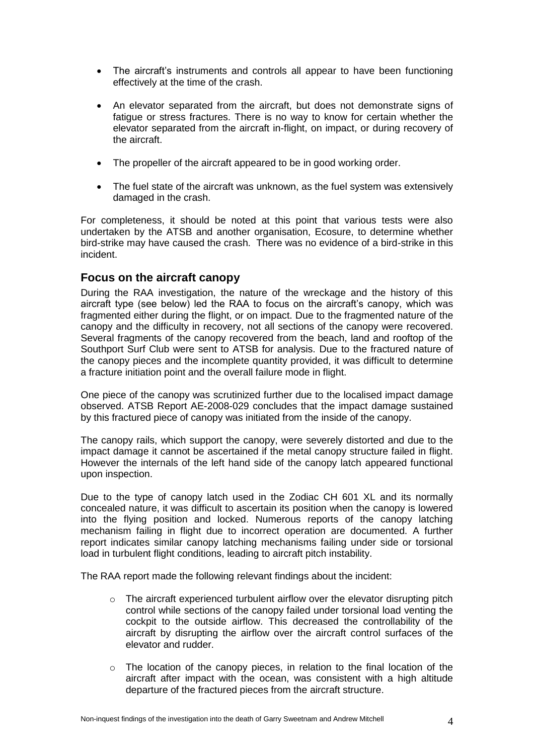- The aircraft's instruments and controls all appear to have been functioning effectively at the time of the crash.
- An elevator separated from the aircraft, but does not demonstrate signs of fatigue or stress fractures. There is no way to know for certain whether the elevator separated from the aircraft in-flight, on impact, or during recovery of the aircraft.
- The propeller of the aircraft appeared to be in good working order.
- The fuel state of the aircraft was unknown, as the fuel system was extensively damaged in the crash.

For completeness, it should be noted at this point that various tests were also undertaken by the ATSB and another organisation, Ecosure, to determine whether bird-strike may have caused the crash. There was no evidence of a bird-strike in this incident.

## Focus on the aircraft canopy

During the RAA investigation, the nature of the wreckage and the history of this aircraft type (see below) led the RAA to focus on the aircraft's canopy, which was fragmented either during the flight, or on impact. Due to the fragmented nature of the canopy and the difficulty in recovery, not all sections of the canopy were recovered. Several fragments of the canopy recovered from the beach, land and rooftop of the Southport Surf Club were sent to ATSB for analysis. Due to the fractured nature of the canopy pieces and the incomplete quantity provided, it was difficult to determine a fracture initiation point and the overall failure mode in flight.

One piece of the canopy was scrutinized further due to the localised impact damage observed. ATSB Report AE-2008-029 concludes that the impact damage sustained by this fractured piece of canopy was initiated from the inside of the canopy.

The canopy rails, which support the canopy, were severely distorted and due to the impact damage it cannot be ascertained if the metal canopy structure failed in flight. However the internals of the left hand side of the canopy latch appeared functional upon inspection.

Due to the type of canopy latch used in the Zodiac CH 601 XL and its normally concealed nature, it was difficult to ascertain its position when the canopy is lowered into the flying position and locked. Numerous reports of the canopy latching mechanism failing in flight due to incorrect operation are documented. A further report indicates similar canopy latching mechanisms failing under side or torsional load in turbulent flight conditions, leading to aircraft pitch instability.

The RAA report made the following relevant findings about the incident:

- The aircraft experienced turbulent airflow over the elevator disrupting pitch control while sections of the canopy failed under torsional load venting the cockpit to the outside airflow. This decreased the controllability of the aircraft by disrupting the airflow over the aircraft control surfaces of the elevator and rudder.
- The location of the canopy pieces, in relation to the final location of the aircraft after impact with the ocean, was consistent with a high altitude departure of the fractured pieces from the aircraft structure.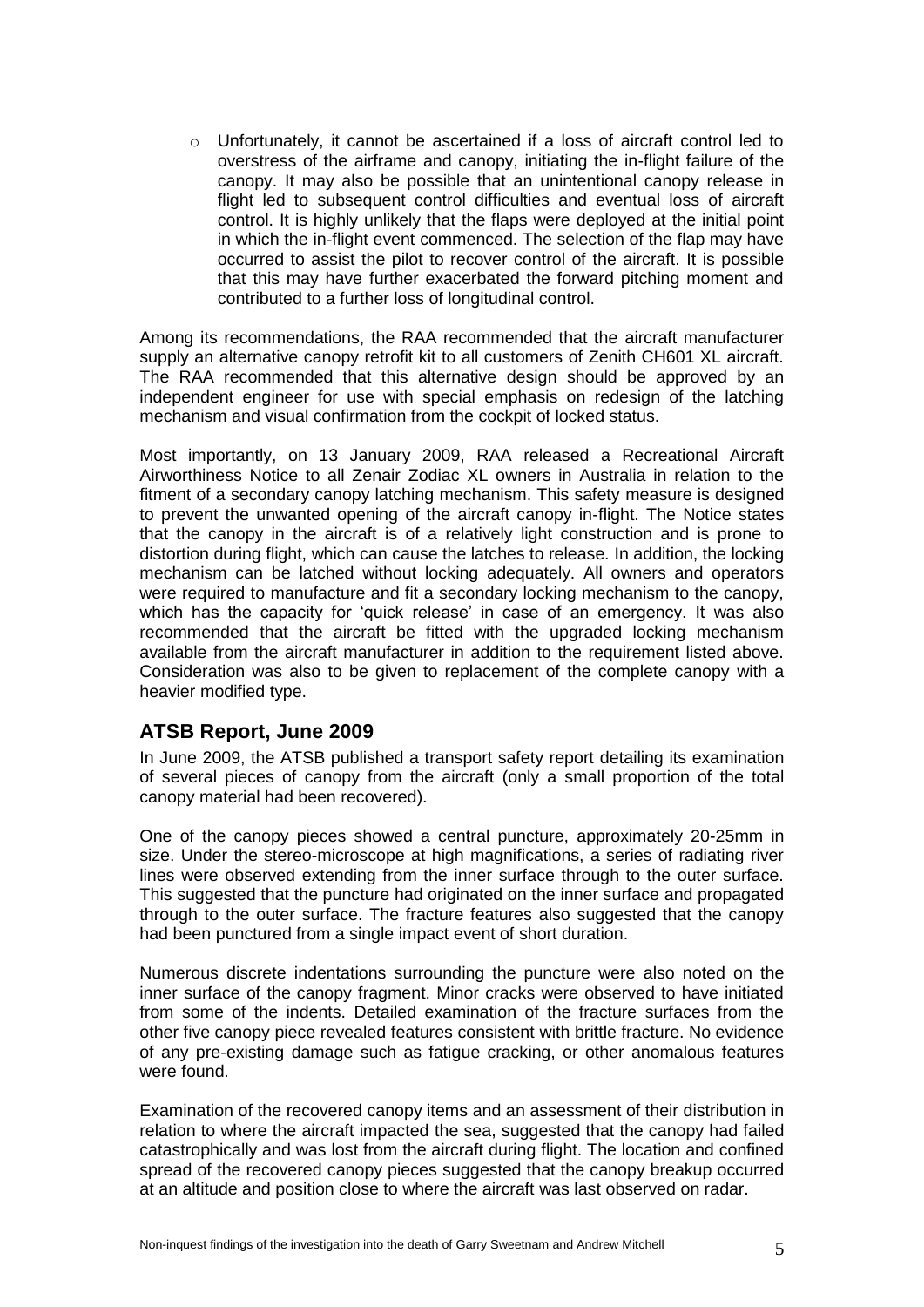- Unfortunately, it cannot be ascertained if a loss of aircraft control led to overstress of the airframe and canopy, initiating the in-flight failure of the canopy. It may also be possible that an unintentional canopy release in flight led to subsequent control difficulties and eventual loss of aircraft control. It is highly unlikely that the flaps were deployed at the initial point in which the in-flight event commenced. The selection of the flap may have occurred to assist the pilot to recover control of the aircraft. It is possible that this may have further exacerbated the forward pitching moment and contributed to a further loss of longitudinal control.

Among its recommendations, the RAA recommended that the aircraft manufacturer supply an alternative canopy retrofit kit to all customers of Zenith CH601 XL aircraft. The RAA recommended that this alternative design should be approved by an independent engineer for use with special emphasis on redesign of the latching mechanism and visual confirmation from the cockpit of locked status.

Most importantly, on 13 January 2009, RAA released a Recreational Aircraft Airworthiness Notice to all Zenair Zodiac XL owners in Australia in relation to the fitment of a secondary canopy latching mechanism. This safety measure is designed to prevent the unwanted opening of the aircraft canopy in-flight. The Notice states that the canopy in the aircraft is of a relatively light construction and is prone to distortion during flight, which can cause the latches to release. In addition, the locking mechanism can be latched without locking adequately. All owners and operators were required to manufacture and fit a secondary locking mechanism to the canopy, which has the capacity for 'quick release' in case of an emergency. It was also recommended that the aircraft be fitted with the upgraded locking mechanism available from the aircraft manufacturer in addition to the requirement listed above. Consideration was also to be given to replacement of the complete canopy with a heavier modified type.

## ATSB Report, June 2009

In June 2009, the ATSB published a transport safety report detailing its examination of several pieces of canopy from the aircraft (only a small proportion of the total canopy material had been recovered).

One of the canopy pieces showed a central puncture, approximately 20-25mm in size. Under the stereo-microscope at high magnifications, a series of radiating river lines were observed extending from the inner surface through to the outer surface. This suggested that the puncture had originated on the inner surface and propagated through to the outer surface. The fracture features also suggested that the canopy had been punctured from a single impact event of short duration.

Numerous discrete indentations surrounding the puncture were also noted on the inner surface of the canopy fragment. Minor cracks were observed to have initiated from some of the indents. Detailed examination of the fracture surfaces from the other five canopy piece revealed features consistent with brittle fracture. No evidence of any pre-existing damage such as fatigue cracking, or other anomalous features were found.

Examination of the recovered canopy items and an assessment of their distribution in relation to where the aircraft impacted the sea, suggested that the canopy had failed catastrophically and was lost from the aircraft during flight. The location and confined spread of the recovered canopy pieces suggested that the canopy breakup occurred at an altitude and position close to where the aircraft was last observed on radar.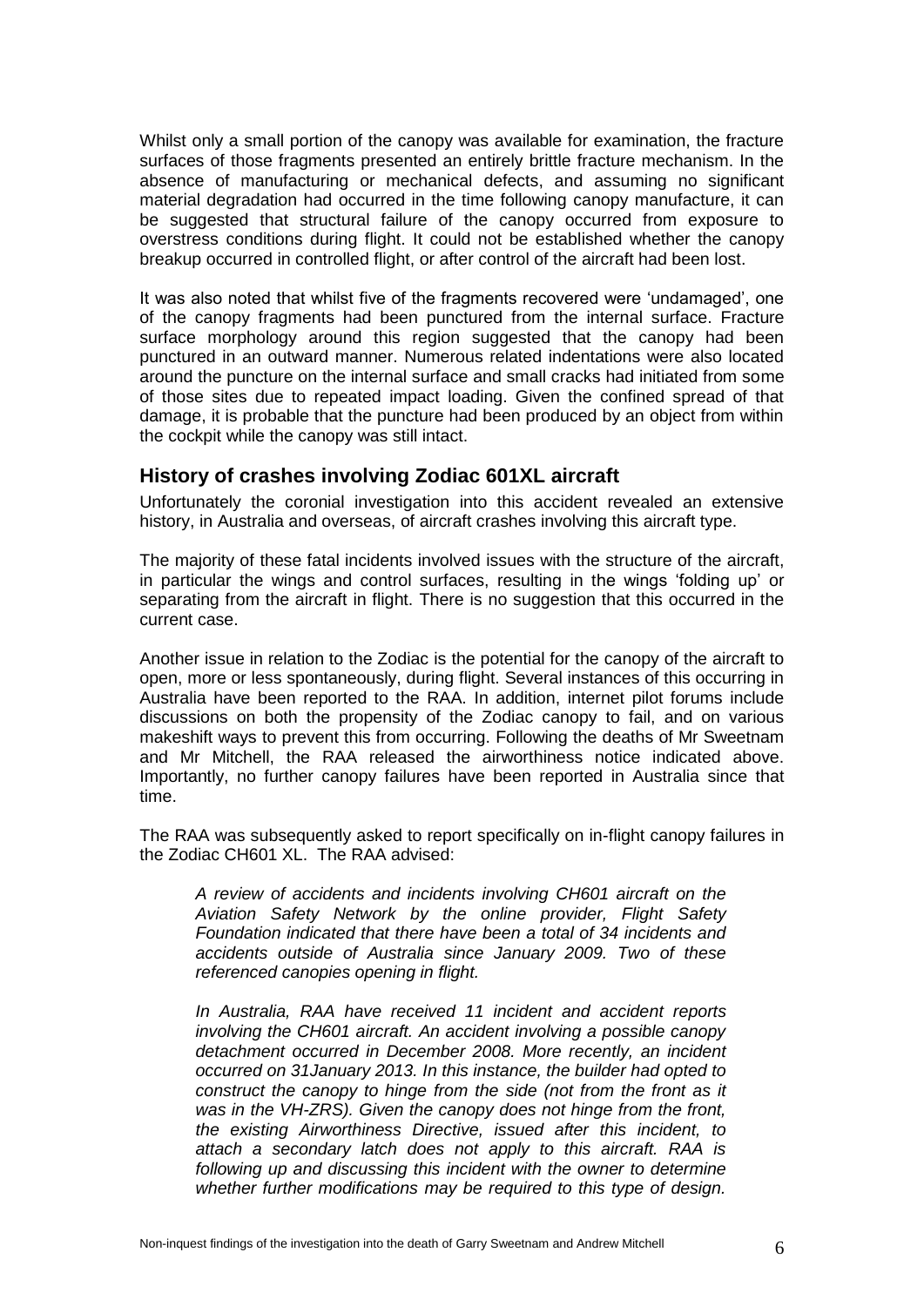Whilst only a small portion of the canopy was available for examination, the fracture surfaces of those fragments presented an entirely brittle fracture mechanism. In the absence of manufacturing or mechanical defects, and assuming no significant material degradation had occurred in the time following canopy manufacture, it can be suggested that structural failure of the canopy occurred from exposure to overstress conditions during flight. It could not be established whether the canopy breakup occurred in controlled flight, or after control of the aircraft had been lost.

It was also noted that whilst five of the fragments recovered were 'undamaged', one of the canopy fragments had been punctured from the internal surface. Fracture surface morphology around this region suggested that the canopy had been punctured in an outward manner. Numerous related indentations were also located around the puncture on the internal surface and small cracks had initiated from some of those sites due to repeated impact loading. Given the confined spread of that damage, it is probable that the puncture had been produced by an object from within the cockpit while the canopy was still intact.

## History of crashes involving Zodiac 601XL aircraft

Unfortunately the coronial investigation into this accident revealed an extensive history, in Australia and overseas, of aircraft crashes involving this aircraft type.

The majority of these fatal incidents involved issues with the structure of the aircraft, in particular the wings and control surfaces, resulting in the wings 'folding up' or separating from the aircraft in flight. There is no suggestion that this occurred in the current case.

Another issue in relation to the Zodiac is the potential for the canopy of the aircraft to open, more or less spontaneously, during flight. Several instances of this occurring in Australia have been reported to the RAA. In addition, internet pilot forums include discussions on both the propensity of the Zodiac canopy to fail, and on various makeshift ways to prevent this from occurring. Following the deaths of Mr Sweetnam and Mr Mitchell, the RAA released the airworthiness notice indicated above. Importantly, no further canopy failures have been reported in Australia since that time.

The RAA was subsequently asked to report specifically on in-flight canopy failures in the Zodiac CH601 XL. The RAA advised:

> *A review of accidents and incidents involving CH601 aircraft on the Aviation Safety Network by the online provider, Flight Safety Foundation indicated that there have been a total of 34 incidents and accidents outside of Australia since January 2009. Two of these referenced canopies opening in flight.*
>
> *In Australia, RAA have received 11 incident and accident reports involving the CH601 aircraft. An accident involving a possible canopy detachment occurred in December 2008. More recently, an incident occurred on 31January 2013. In this instance, the builder had opted to construct the canopy to hinge from the side (not from the front as it was in the VH-ZRS). Given the canopy does not hinge from the front, the existing Airworthiness Directive, issued after this incident, to attach a secondary latch does not apply to this aircraft. RAA is following up and discussing this incident with the owner to determine whether further modifications may be required to this type of design.*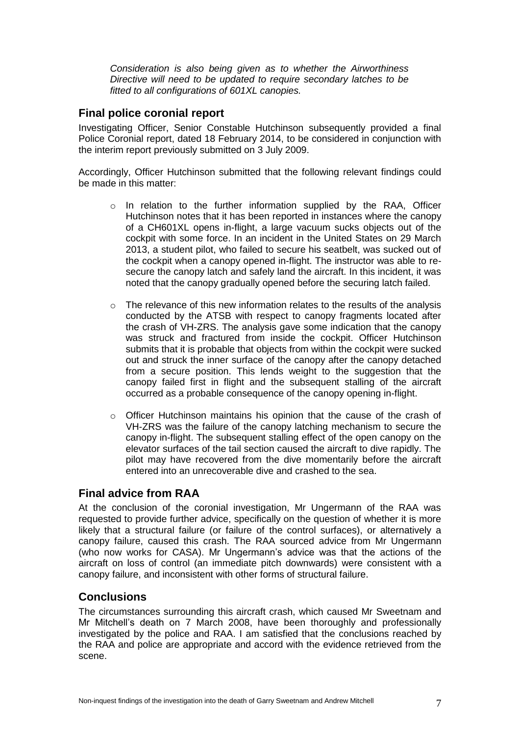*Consideration is also being given as to whether the Airworthiness Directive will need to be updated to require secondary latches to be fitted to all configurations of 601XL canopies.*

## Final police coronial report

Investigating Officer, Senior Constable Hutchinson subsequently provided a final Police Coronial report, dated 18 February 2014, to be considered in conjunction with the interim report previously submitted on 3 July 2009.

Accordingly, Officer Hutchinson submitted that the following relevant findings could be made in this matter:

- In relation to the further information supplied by the RAA, Officer Hutchinson notes that it has been reported in instances where the canopy of a CH601XL opens in-flight, a large vacuum sucks objects out of the cockpit with some force. In an incident in the United States on 29 March 2013, a student pilot, who failed to secure his seatbelt, was sucked out of the cockpit when a canopy opened in-flight. The instructor was able to re-secure the canopy latch and safely land the aircraft. In this incident, it was noted that the canopy gradually opened before the securing latch failed.
- The relevance of this new information relates to the results of the analysis conducted by the ATSB with respect to canopy fragments located after the crash of VH-ZRS. The analysis gave some indication that the canopy was struck and fractured from inside the cockpit. Officer Hutchinson submits that it is probable that objects from within the cockpit were sucked out and struck the inner surface of the canopy after the canopy detached from a secure position. This lends weight to the suggestion that the canopy failed first in flight and the subsequent stalling of the aircraft occurred as a probable consequence of the canopy opening in-flight.
- Officer Hutchinson maintains his opinion that the cause of the crash of VH-ZRS was the failure of the canopy latching mechanism to secure the canopy in-flight. The subsequent stalling effect of the open canopy on the elevator surfaces of the tail section caused the aircraft to dive rapidly. The pilot may have recovered from the dive momentarily before the aircraft entered into an unrecoverable dive and crashed to the sea.

## Final advice from RAA

At the conclusion of the coronial investigation, Mr Ungermann of the RAA was requested to provide further advice, specifically on the question of whether it is more likely that a structural failure (or failure of the control surfaces), or alternatively a canopy failure, caused this crash. The RAA sourced advice from Mr Ungermann (who now works for CASA). Mr Ungermann's advice was that the actions of the aircraft on loss of control (an immediate pitch downwards) were consistent with a canopy failure, and inconsistent with other forms of structural failure.

## Conclusions

The circumstances surrounding this aircraft crash, which caused Mr Sweetnam and Mr Mitchell's death on 7 March 2008, have been thoroughly and professionally investigated by the police and RAA. I am satisfied that the conclusions reached by the RAA and police are appropriate and accord with the evidence retrieved from the scene.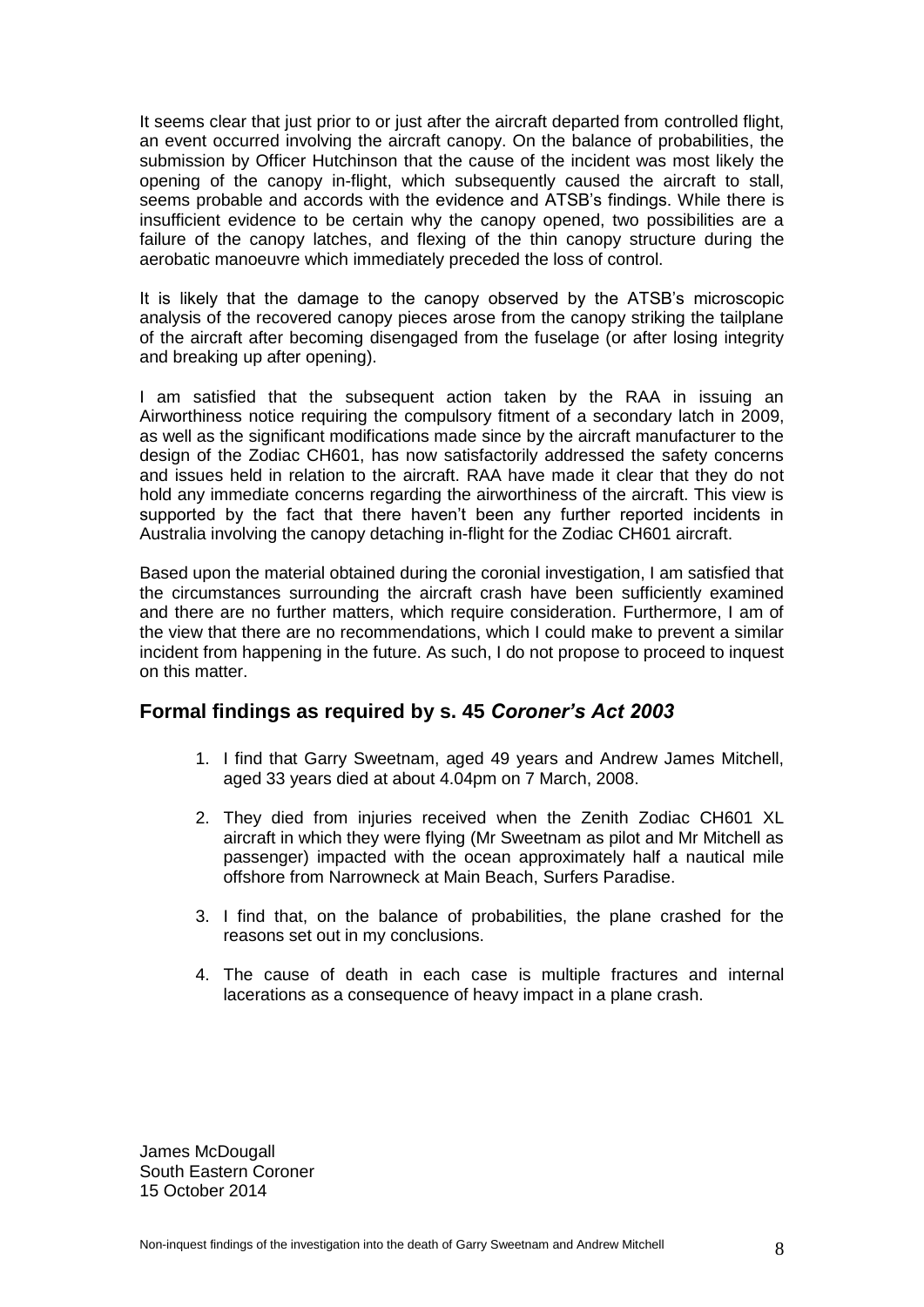It seems clear that just prior to or just after the aircraft departed from controlled flight, an event occurred involving the aircraft canopy. On the balance of probabilities, the submission by Officer Hutchinson that the cause of the incident was most likely the opening of the canopy in-flight, which subsequently caused the aircraft to stall, seems probable and accords with the evidence and ATSB's findings. While there is insufficient evidence to be certain why the canopy opened, two possibilities are a failure of the canopy latches, and flexing of the thin canopy structure during the aerobatic manoeuvre which immediately preceded the loss of control.

It is likely that the damage to the canopy observed by the ATSB's microscopic analysis of the recovered canopy pieces arose from the canopy striking the tailplane of the aircraft after becoming disengaged from the fuselage (or after losing integrity and breaking up after opening).

I am satisfied that the subsequent action taken by the RAA in issuing an Airworthiness notice requiring the compulsory fitment of a secondary latch in 2009, as well as the significant modifications made since by the aircraft manufacturer to the design of the Zodiac CH601, has now satisfactorily addressed the safety concerns and issues held in relation to the aircraft. RAA have made it clear that they do not hold any immediate concerns regarding the airworthiness of the aircraft. This view is supported by the fact that there haven't been any further reported incidents in Australia involving the canopy detaching in-flight for the Zodiac CH601 aircraft.

Based upon the material obtained during the coronial investigation, I am satisfied that the circumstances surrounding the aircraft crash have been sufficiently examined and there are no further matters, which require consideration. Furthermore, I am of the view that there are no recommendations, which I could make to prevent a similar incident from happening in the future. As such, I do not propose to proceed to inquest on this matter.

## Formal findings as required by s. 45 *Coroner's Act 2003*

1. I find that Garry Sweetnam, aged 49 years and Andrew James Mitchell, aged 33 years died at about 4.04pm on 7 March, 2008.
2. They died from injuries received when the Zenith Zodiac CH601 XL aircraft in which they were flying (Mr Sweetnam as pilot and Mr Mitchell as passenger) impacted with the ocean approximately half a nautical mile offshore from Narrowneck at Main Beach, Surfers Paradise.
3. I find that, on the balance of probabilities, the plane crashed for the reasons set out in my conclusions.
4. The cause of death in each case is multiple fractures and internal lacerations as a consequence of heavy impact in a plane crash.

James McDougall
South Eastern Coroner
15 October 2014